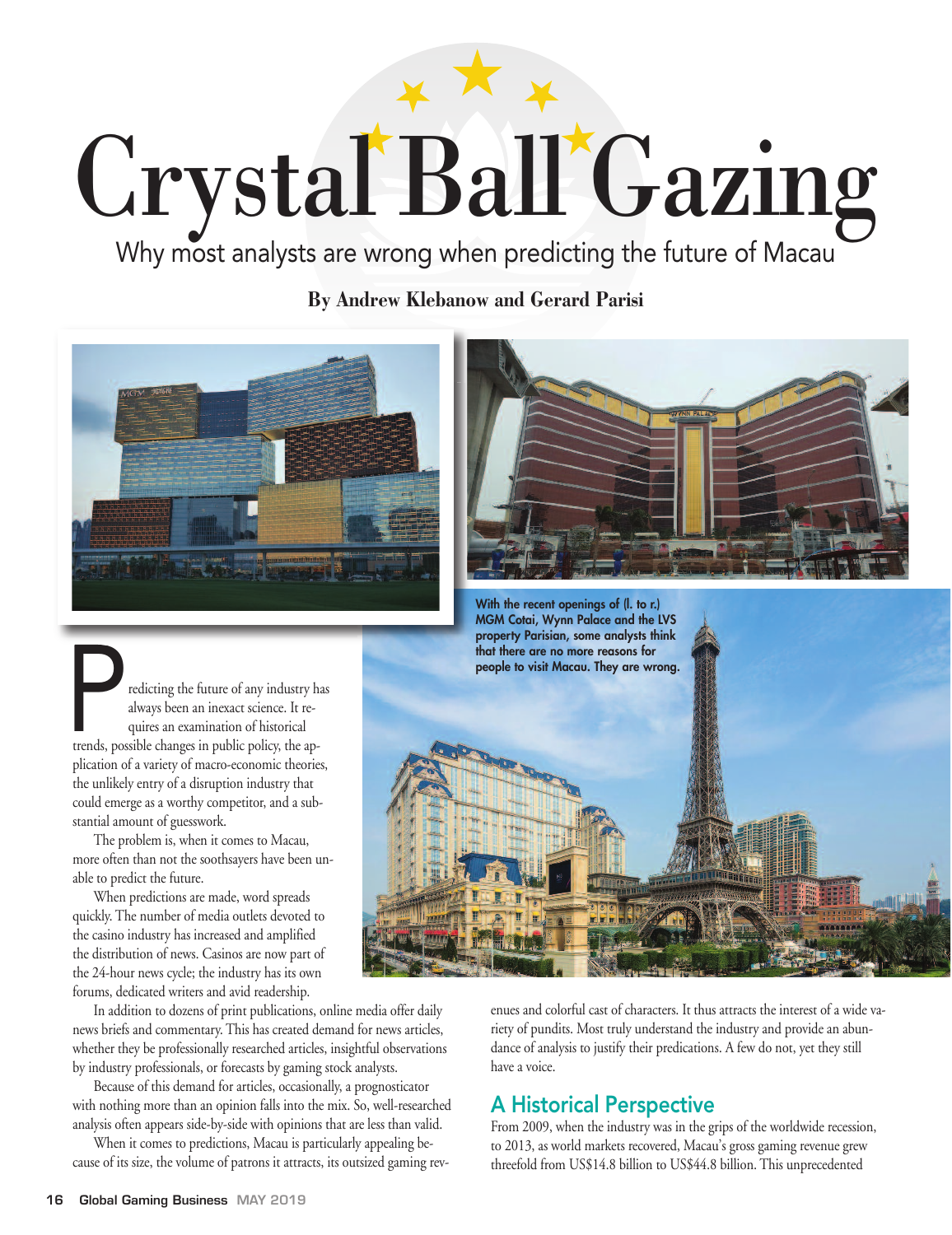# Crystal Ball Gazing

Why most analysts are wrong when predicting the future of Macau

**By Andrew Klebanow and Gerard Parisi**

With the recent openings of (l. to r.) MGM Cotai, Wynn Palace and the LVS property Parisian, some analysts think that there are no more reasons for people to visit Macau. They are wrong.

Predicting the future of any industry has always been an inexact science. It requires an examination of historical trends, possible changes in public policy, the application of a variety of macro-economic theories, the unlikely entry of a disruption industry that could emerge as a worthy competitor, and a substantial amount of guesswork.

The problem is, when it comes to Macau, more often than not the soothsayers have been unable to predict the future.

When predictions are made, word spreads quickly. The number of media outlets devoted to the casino industry has increased and amplified the distribution of news. Casinos are now part of the 24-hour news cycle; the industry has its own forums, dedicated writers and avid readership.

In addition to dozens of print publications, online media offer daily news briefs and commentary. This has created demand for news articles, whether they be professionally researched articles, insightful observations by industry professionals, or forecasts by gaming stock analysts.

Because of this demand for articles, occasionally, a prognosticator with nothing more than an opinion falls into the mix. So, well-researched analysis often appears side-by-side with opinions that are less than valid.

When it comes to predictions, Macau is particularly appealing because of its size, the volume of patrons it attracts, its outsized gaming revenues and colorful cast of characters. It thus attracts the interest of a wide variety of pundits. Most truly understand the industry and provide an abundance of analysis to justify their predications. A few do not, yet they still have a voice.

## A Historical Perspective

From 2009, when the industry was in the grips of the worldwide recession, to 2013, as world markets recovered, Macau's gross gaming revenue grew threefold from US$14.8 billion to US$44.8 billion. This unprecedented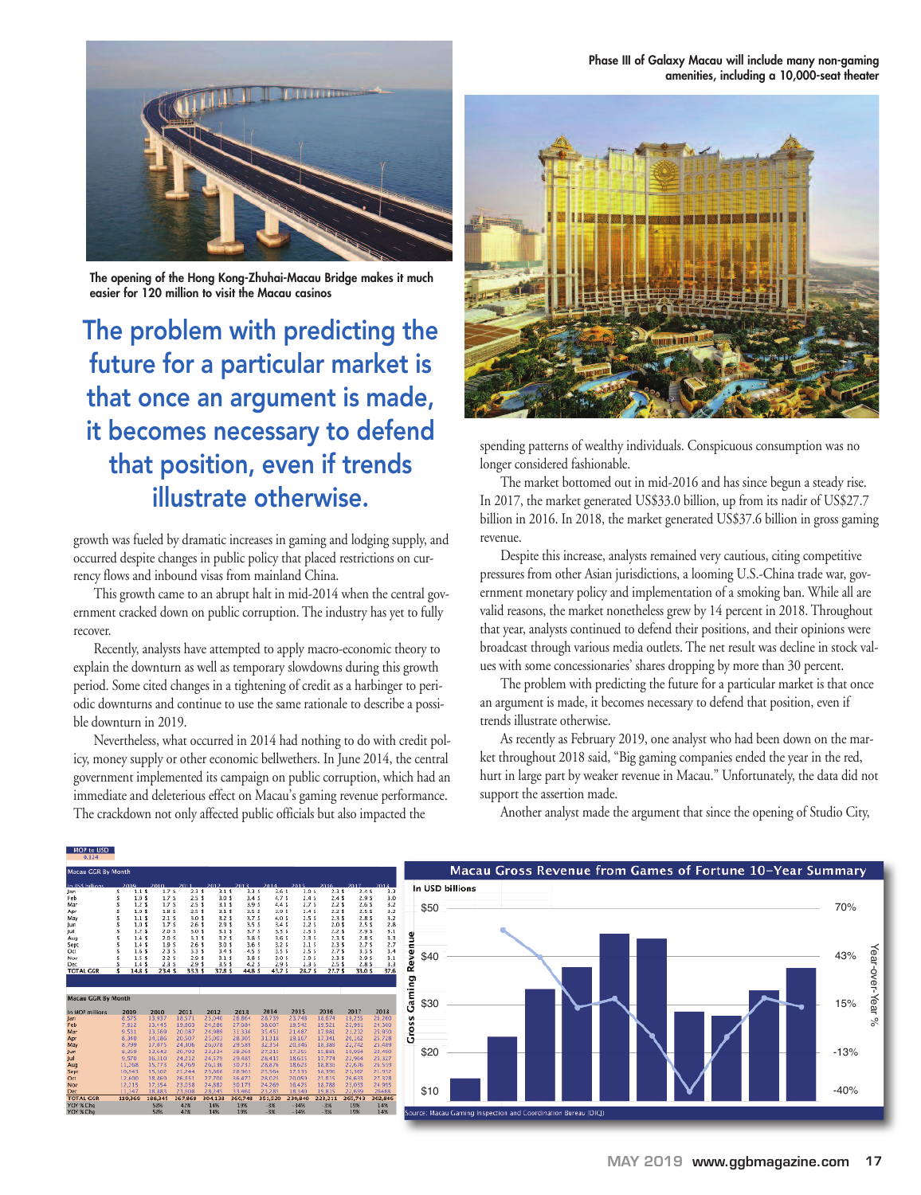The opening of the Hong Kong-Zhuhai-Macau Bridge makes it much easier for 120 million to visit the Macau casinos

**The problem with predicting the future for a particular market is that once an argument is made, it becomes necessary to defend that position, even if trends illustrate otherwise.**

growth was fueled by dramatic increases in gaming and lodging supply, and occurred despite changes in public policy that placed restrictions on currency flows and inbound visas from mainland China.

This growth came to an abrupt halt in mid-2014 when the central government cracked down on public corruption. The industry has yet to fully recover.

Recently, analysts have attempted to apply macro-economic theory to explain the downturn as well as temporary slowdowns during this growth period. Some cited changes in a tightening of credit as a harbinger to periodic downturns and continue to use the same rationale to describe a possible downturn in 2019.

Nevertheless, what occurred in 2014 had nothing to do with credit policy, money supply or other economic bellwethers. In June 2014, the central government implemented its campaign on public corruption, which had an immediate and deleterious effect on Macau's gaming revenue performance. The crackdown not only affected public officials but also impacted the

Phase III of Galaxy Macau will include many non-gaming amenities, including a 10,000-seat theater

spending patterns of wealthy individuals. Conspicuous consumption was no longer considered fashionable.

The market bottomed out in mid-2016 and has since begun a steady rise. In 2017, the market generated US$33.0 billion, up from its nadir of US$27.7 billion in 2016. In 2018, the market generated US$37.6 billion in gross gaming revenue.

Despite this increase, analysts remained very cautious, citing competitive pressures from other Asian jurisdictions, a looming U.S.-China trade war, government monetary policy and implementation of a smoking ban. While all are valid reasons, the market nonetheless grew by 14 percent in 2018. Throughout that year, analysts continued to defend their positions, and their opinions were broadcast through various media outlets. The net result was decline in stock values with some concessionaires' shares dropping by more than 30 percent.

The problem with predicting the future for a particular market is that once an argument is made, it becomes necessary to defend that position, even if trends illustrate otherwise.

As recently as February 2019, one analyst who had been down on the market throughout 2018 said, "Big gaming companies ended the year in the red, hurt in large part by weaker revenue in Macau." Unfortunately, the data did not support the assertion made.

Another analyst made the argument that since the opening of Studio City,

MOP to USD: 8.124

**Macau GGR By Month**

| In US$ billions | 2009 | 2010 | 2011 | 2012 | 2013 | 2014 | 2015 | 2016 | 2017 | 2018 |
|---|---|---|---|---|---|---|---|---|---|---|
| Jan | $ 1.1 | $ 1.7 | $ 2.3 | $ 3.1 | $ 3.3 | $ 3.6 | $ 3.0 | $ 2.3 | $ 2.4 | $ 3.3 |
| Feb | $ 1.0 | $ 1.7 | $ 2.5 | $ 3.0 | $ 3.4 | $ 4.7 | $ 2.4 | $ 2.4 | $ 2.9 | $ 3.0 |
| Mar | $ 1.2 | $ 1.7 | $ 2.5 | $ 3.1 | $ 3.9 | $ 4.4 | $ 2.7 | $ 2.2 | $ 2.6 | $ 3.2 |
| Apr | $ 1.0 | $ 1.8 | $ 2.5 | $ 3.1 | $ 3.5 | $ 3.9 | $ 2.4 | $ 2.2 | $ 2.5 | $ 3.2 |
| May | $ 1.1 | $ 2.1 | $ 3.0 | $ 3.2 | $ 3.7 | $ 4.0 | $ 2.5 | $ 2.3 | $ 2.8 | $ 3.2 |
| Jun | $ 1.0 | $ 1.7 | $ 2.6 | $ 2.9 | $ 3.5 | $ 3.4 | $ 2.2 | $ 2.0 | $ 2.5 | $ 2.8 |
| Jul | $ 1.2 | $ 2.0 | $ 3.0 | $ 3.1 | $ 3.7 | $ 3.5 | $ 2.3 | $ 2.2 | $ 2.9 | $ 3.1 |
| Aug | $ 1.4 | $ 2.0 | $ 3.1 | $ 3.2 | $ 3.8 | $ 3.6 | $ 2.3 | $ 2.3 | $ 2.8 | $ 3.3 |
| Sept | $ 1.4 | $ 1.9 | $ 2.6 | $ 3.0 | $ 3.6 | $ 3.2 | $ 2.1 | $ 2.3 | $ 2.7 | $ 2.7 |
| Oct | $ 1.6 | $ 2.3 | $ 3.3 | $ 3.4 | $ 4.5 | $ 3.5 | $ 2.5 | $ 2.7 | $ 3.3 | $ 3.4 |
| Nov | $ 1.5 | $ 2.2 | $ 2.9 | $ 3.1 | $ 3.8 | $ 3.0 | $ 2.0 | $ 2.3 | $ 2.9 | $ 3.1 |
| Dec | $ 1.4 | $ 2.3 | $ 2.9 | $ 3.5 | $ 4.2 | $ 2.9 | $ 2.3 | $ 2.5 | $ 2.8 | $ 3.3 |
| TOTAL GGR | $ 14.8 | $ 23.4 | $ 33.3 | $ 37.8 | $ 44.8 | $ 43.7 | $ 28.7 | $ 27.7 | $ 33.0 | $ 37.6 |

**Macau GGR By Month**

| In MOP millions | 2009 | 2010 | 2011 | 2012 | 2013 | 2014 | 2015 | 2016 | 2017 | 2018 |
|---|---|---|---|---|---|---|---|---|---|---|
| Jan | 8,575 | 13,937 | 18,571 | 25,040 | 28,864 | 28,739 | 23,748 | 18,674 | 19,255 | 26,260 |
| Feb | 7,912 | 13,445 | 19,863 | 24,286 | 27,084 | 38,007 | 19,542 | 19,521 | 23,991 | 24,300 |
| Mar | 9,531 | 13,569 | 20,087 | 24,989 | 31,334 | 35,451 | 21,487 | 17,981 | 21,232 | 25,950 |
| Apr | 8,340 | 14,186 | 20,507 | 25,002 | 28,305 | 31,318 | 19,167 | 17,341 | 20,162 | 25,728 |
| May | 8,799 | 17,075 | 24,306 | 26,078 | 29,585 | 32,354 | 20,346 | 18,389 | 22,742 | 25,489 |
| Jun | 8,269 | 13,642 | 20,702 | 23,134 | 28,269 | 27,215 | 17,255 | 15,881 | 19,984 | 22,490 |
| Jul | 9,578 | 16,310 | 24,212 | 24,579 | 29,483 | 28,415 | 18,615 | 17,774 | 22,964 | 25,327 |
| Aug | 11,268 | 15,773 | 24,769 | 26,136 | 30,737 | 28,876 | 18,623 | 18,836 | 22,676 | 26,559 |
| Sept | 10,543 | 15,302 | 21,244 | 23,866 | 28,961 | 25,564 | 17,135 | 18,396 | 21,102 | 21,952 |
| Oct | 12,600 | 18,860 | 26,851 | 27,700 | 36,477 | 28,025 | 20,059 | 21,815 | 26,633 | 27,328 |
| Nov | 12,215 | 17,354 | 23,058 | 24,882 | 30,173 | 24,269 | 16,425 | 18,788 | 23,053 | 24,995 |
| Dec | 11,147 | 18,885 | 23,608 | 28,245 | 33,460 | 23,281 | 18,340 | 19,815 | 22,699 | 26,469 |
| TOTAL GGR | 119,369 | 188,345 | 267,868 | 304,138 | 360,748 | 351,520 | 230,840 | 223,211 | 265,743 | 302,846 |
| YOY % Chg | | 58% | 42% | 14% | 19% | -3% | -34% | -3% | 19% | 14% |
| YOY % Chg | | 58% | 42% | 14% | 19% | -3% | -34% | -3% | 19% | 14% |

**Macau Gross Revenue from Games of Fortune 10-Year Summary**

In USD billions

Source: Macau Gaming Inspection and Coordination Bureau (DICJ)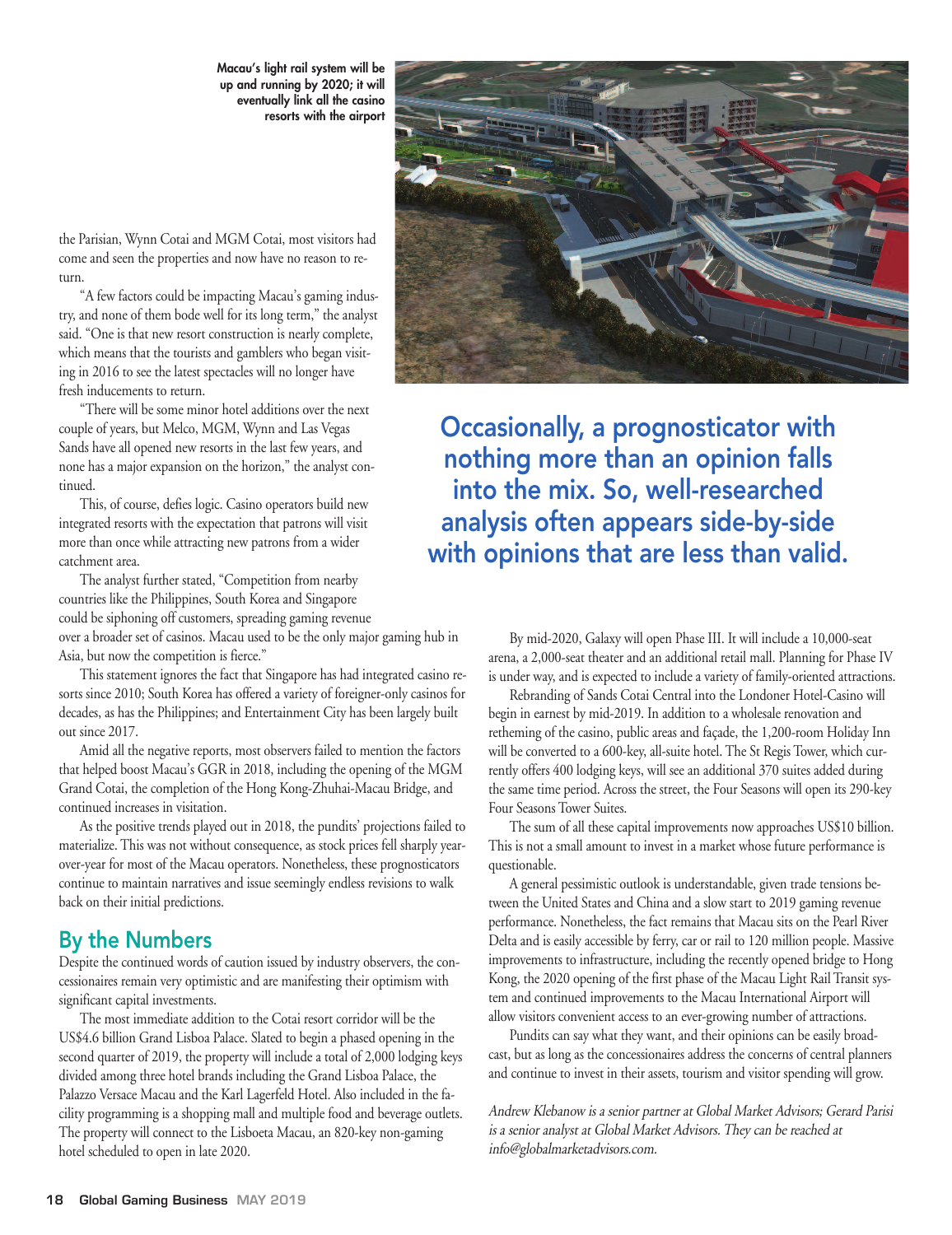Macau's light rail system will be up and running by 2020; it will eventually link all the casino resorts with the airport

the Parisian, Wynn Cotai and MGM Cotai, most visitors had come and seen the properties and now have no reason to return.

"A few factors could be impacting Macau's gaming industry, and none of them bode well for its long term," the analyst said. "One is that new resort construction is nearly complete, which means that the tourists and gamblers who began visiting in 2016 to see the latest spectacles will no longer have fresh inducements to return.

"There will be some minor hotel additions over the next couple of years, but Melco, MGM, Wynn and Las Vegas Sands have all opened new resorts in the last few years, and none has a major expansion on the horizon," the analyst continued.

This, of course, defies logic. Casino operators build new integrated resorts with the expectation that patrons will visit more than once while attracting new patrons from a wider catchment area.

The analyst further stated, "Competition from nearby countries like the Philippines, South Korea and Singapore could be siphoning off customers, spreading gaming revenue over a broader set of casinos. Macau used to be the only major gaming hub in Asia, but now the competition is fierce."

This statement ignores the fact that Singapore has had integrated casino resorts since 2010; South Korea has offered a variety of foreigner-only casinos for decades, as has the Philippines; and Entertainment City has been largely built out since 2017.

Amid all the negative reports, most observers failed to mention the factors that helped boost Macau's GGR in 2018, including the opening of the MGM Grand Cotai, the completion of the Hong Kong-Zhuhai-Macau Bridge, and continued increases in visitation.

As the positive trends played out in 2018, the pundits' projections failed to materialize. This was not without consequence, as stock prices fell sharply year-over-year for most of the Macau operators. Nonetheless, these prognosticators continue to maintain narratives and issue seemingly endless revisions to walk back on their initial predictions.

**Occasionally, a prognosticator with nothing more than an opinion falls into the mix. So, well-researched analysis often appears side-by-side with opinions that are less than valid.**

## By the Numbers

Despite the continued words of caution issued by industry observers, the concessionaires remain very optimistic and are manifesting their optimism with significant capital investments.

The most immediate addition to the Cotai resort corridor will be the US$4.6 billion Grand Lisboa Palace. Slated to begin a phased opening in the second quarter of 2019, the property will include a total of 2,000 lodging keys divided among three hotel brands including the Grand Lisboa Palace, the Palazzo Versace Macau and the Karl Lagerfeld Hotel. Also included in the facility programming is a shopping mall and multiple food and beverage outlets. The property will connect to the Lisboeta Macau, an 820-key non-gaming hotel scheduled to open in late 2020.

By mid-2020, Galaxy will open Phase III. It will include a 10,000-seat arena, a 2,000-seat theater and an additional retail mall. Planning for Phase IV is under way, and is expected to include a variety of family-oriented attractions.

Rebranding of Sands Cotai Central into the Londoner Hotel-Casino will begin in earnest by mid-2019. In addition to a wholesale renovation and retheming of the casino, public areas and façade, the 1,200-room Holiday Inn will be converted to a 600-key, all-suite hotel. The St Regis Tower, which currently offers 400 lodging keys, will see an additional 370 suites added during the same time period. Across the street, the Four Seasons will open its 290-key Four Seasons Tower Suites.

The sum of all these capital improvements now approaches US$10 billion. This is not a small amount to invest in a market whose future performance is questionable.

A general pessimistic outlook is understandable, given trade tensions between the United States and China and a slow start to 2019 gaming revenue performance. Nonetheless, the fact remains that Macau sits on the Pearl River Delta and is easily accessible by ferry, car or rail to 120 million people. Massive improvements to infrastructure, including the recently opened bridge to Hong Kong, the 2020 opening of the first phase of the Macau Light Rail Transit system and continued improvements to the Macau International Airport will allow visitors convenient access to an ever-growing number of attractions.

Pundits can say what they want, and their opinions can be easily broadcast, but as long as the concessionaires address the concerns of central planners and continue to invest in their assets, tourism and visitor spending will grow.

*Andrew Klebanow is a senior partner at Global Market Advisors; Gerard Parisi is a senior analyst at Global Market Advisors. They can be reached at info@globalmarketadvisors.com.*